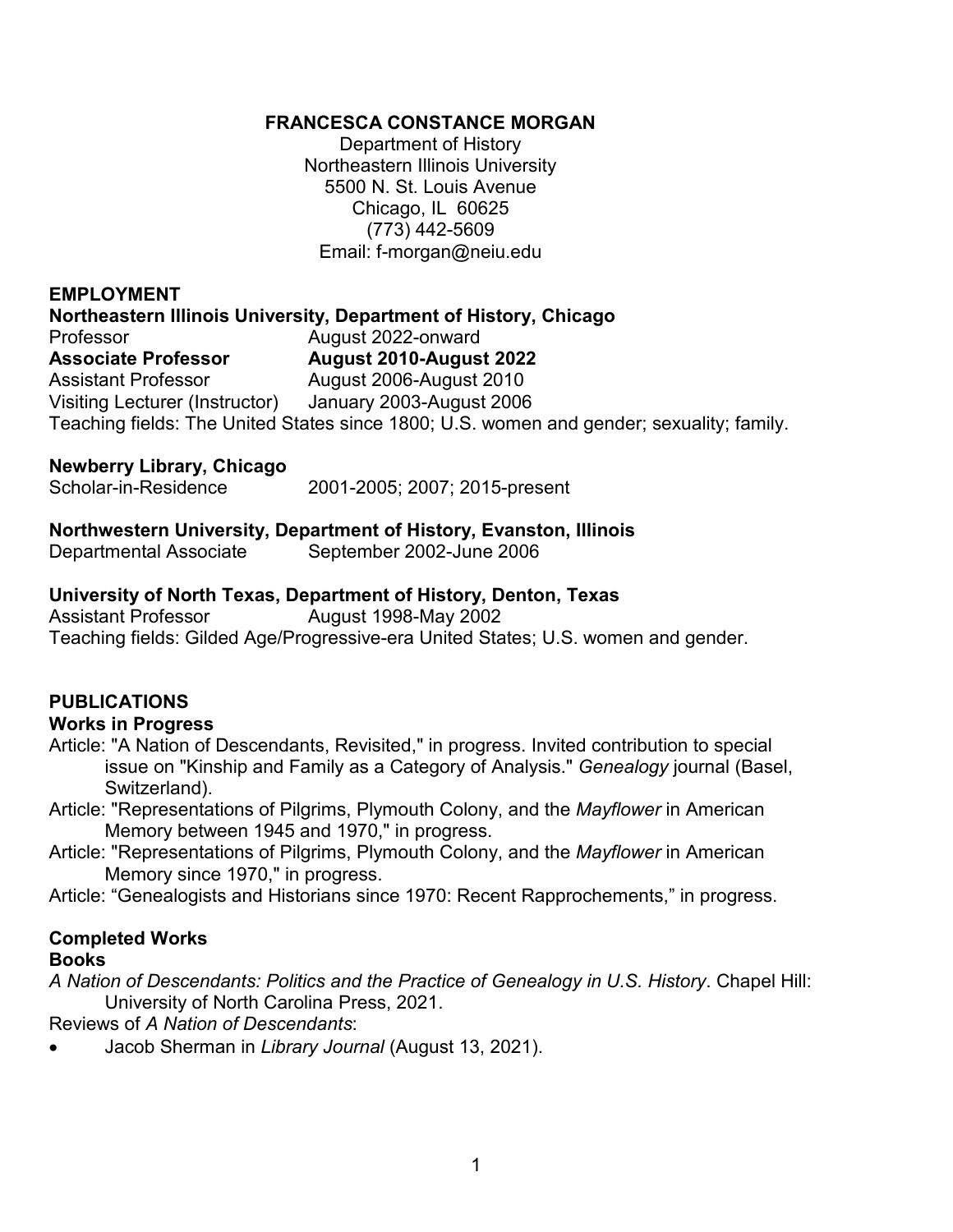# FRANCESCA CONSTANCE MORGAN

Department of History
Northeastern Illinois University
5500 N. St. Louis Avenue
Chicago, IL 60625
(773) 442-5609
Email: f-morgan@neiu.edu

## EMPLOYMENT

**Northeastern Illinois University, Department of History, Chicago**

Professor August 2022-onward
**Associate Professor August 2010-August 2022**
Assistant Professor August 2006-August 2010
Visiting Lecturer (Instructor) January 2003-August 2006
Teaching fields: The United States since 1800; U.S. women and gender; sexuality; family.

**Newberry Library, Chicago**

Scholar-in-Residence 2001-2005; 2007; 2015-present

**Northwestern University, Department of History, Evanston, Illinois**

Departmental Associate September 2002-June 2006

**University of North Texas, Department of History, Denton, Texas**

Assistant Professor August 1998-May 2002
Teaching fields: Gilded Age/Progressive-era United States; U.S. women and gender.

## PUBLICATIONS

### Works in Progress

Article: "A Nation of Descendants, Revisited," in progress. Invited contribution to special issue on "Kinship and Family as a Category of Analysis." *Genealogy* journal (Basel, Switzerland).

Article: "Representations of Pilgrims, Plymouth Colony, and the *Mayflower* in American Memory between 1945 and 1970," in progress.

Article: "Representations of Pilgrims, Plymouth Colony, and the *Mayflower* in American Memory since 1970," in progress.

Article: "Genealogists and Historians since 1970: Recent Rapprochements," in progress.

### Completed Works

#### Books

*A Nation of Descendants: Politics and the Practice of Genealogy in U.S. History*. Chapel Hill: University of North Carolina Press, 2021.

Reviews of *A Nation of Descendants*:

- Jacob Sherman in *Library Journal* (August 13, 2021).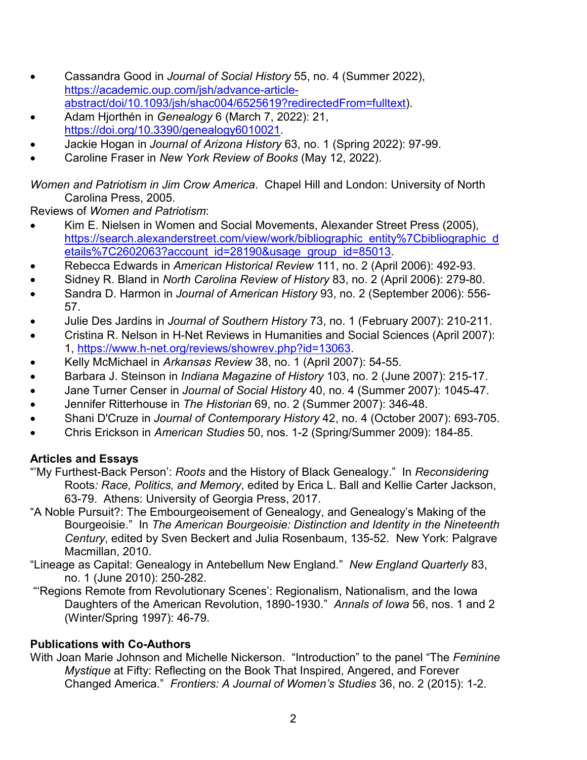- Cassandra Good in *Journal of Social History* 55, no. 4 (Summer 2022), https://academic.oup.com/jsh/advance-article-abstract/doi/10.1093/jsh/shac004/6525619?redirectedFrom=fulltext).
- Adam Hjorthén in *Genealogy* 6 (March 7, 2022): 21, https://doi.org/10.3390/genealogy6010021.
- Jackie Hogan in *Journal of Arizona History* 63, no. 1 (Spring 2022): 97-99.
- Caroline Fraser in *New York Review of Books* (May 12, 2022).

*Women and Patriotism in Jim Crow America*. Chapel Hill and London: University of North Carolina Press, 2005.

Reviews of *Women and Patriotism*:

- Kim E. Nielsen in Women and Social Movements, Alexander Street Press (2005), https://search.alexanderstreet.com/view/work/bibliographic_entity%7Cbibliographic_details%7C2602063?account_id=28190&usage_group_id=85013.
- Rebecca Edwards in *American Historical Review* 111, no. 2 (April 2006): 492-93.
- Sidney R. Bland in *North Carolina Review of History* 83, no. 2 (April 2006): 279-80.
- Sandra D. Harmon in *Journal of American History* 93, no. 2 (September 2006): 556-57.
- Julie Des Jardins in *Journal of Southern History* 73, no. 1 (February 2007): 210-211.
- Cristina R. Nelson in H-Net Reviews in Humanities and Social Sciences (April 2007): 1, https://www.h-net.org/reviews/showrev.php?id=13063.
- Kelly McMichael in *Arkansas Review* 38, no. 1 (April 2007): 54-55.
- Barbara J. Steinson in *Indiana Magazine of History* 103, no. 2 (June 2007): 215-17.
- Jane Turner Censer in *Journal of Social History* 40, no. 4 (Summer 2007): 1045-47.
- Jennifer Ritterhouse in *The Historian* 69, no. 2 (Summer 2007): 346-48.
- Shani D'Cruze in *Journal of Contemporary History* 42, no. 4 (October 2007): 693-705.
- Chris Erickson in *American Studies* 50, nos. 1-2 (Spring/Summer 2009): 184-85.

**Articles and Essays**

"'My Furthest-Back Person': *Roots* and the History of Black Genealogy." In *Reconsidering* Roots*: Race, Politics, and Memory*, edited by Erica L. Ball and Kellie Carter Jackson, 63-79. Athens: University of Georgia Press, 2017.

"A Noble Pursuit?: The Embourgeoisement of Genealogy, and Genealogy's Making of the Bourgeoisie." In *The American Bourgeoisie: Distinction and Identity in the Nineteenth Century*, edited by Sven Beckert and Julia Rosenbaum, 135-52. New York: Palgrave Macmillan, 2010.

"Lineage as Capital: Genealogy in Antebellum New England." *New England Quarterly* 83, no. 1 (June 2010): 250-282.

"'Regions Remote from Revolutionary Scenes': Regionalism, Nationalism, and the Iowa Daughters of the American Revolution, 1890-1930." *Annals of Iowa* 56, nos. 1 and 2 (Winter/Spring 1997): 46-79.

**Publications with Co-Authors**

With Joan Marie Johnson and Michelle Nickerson. "Introduction" to the panel "The *Feminine Mystique* at Fifty: Reflecting on the Book That Inspired, Angered, and Forever Changed America." *Frontiers: A Journal of Women's Studies* 36, no. 2 (2015): 1-2.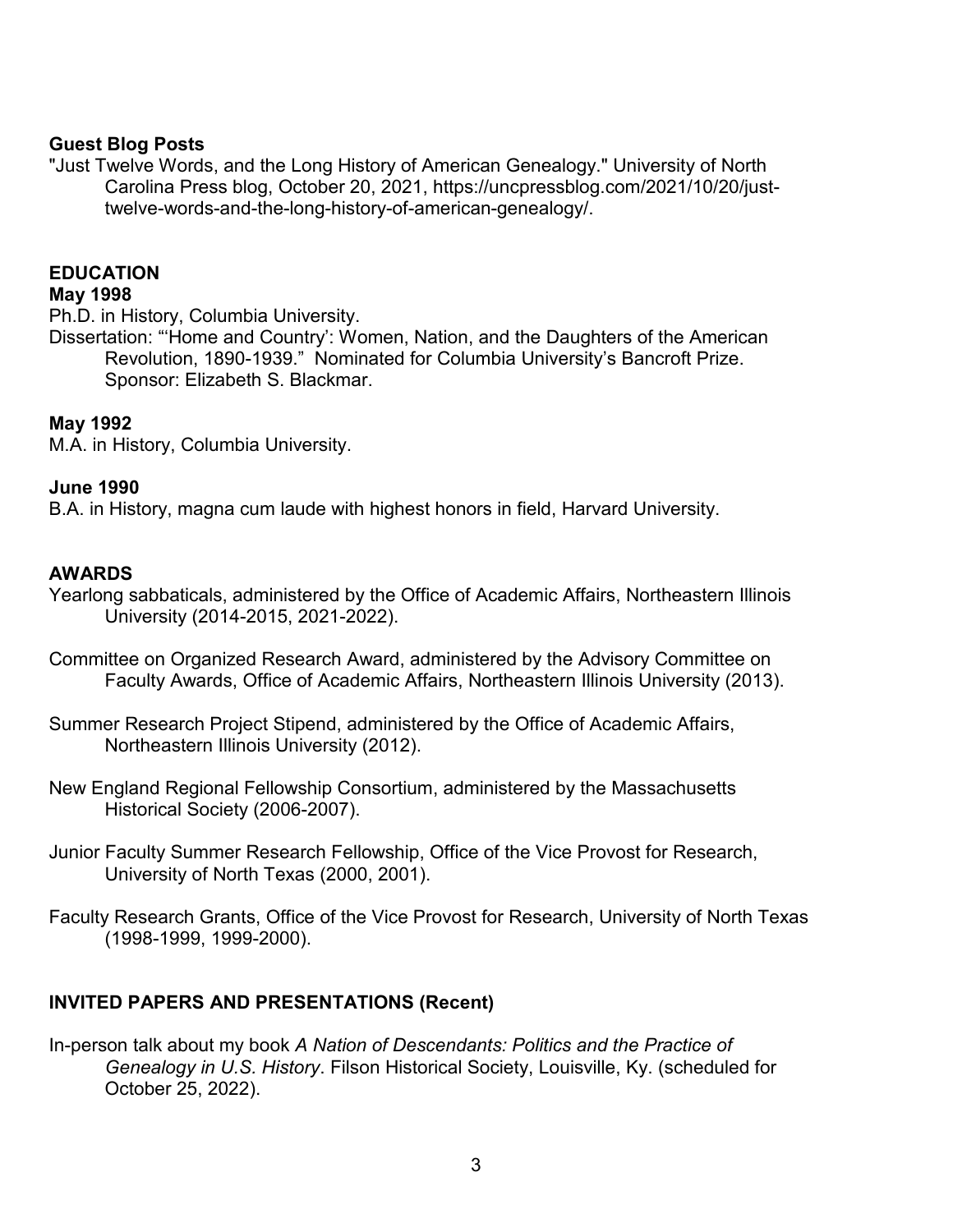**Guest Blog Posts**

"Just Twelve Words, and the Long History of American Genealogy." University of North Carolina Press blog, October 20, 2021, https://uncpressblog.com/2021/10/20/just-twelve-words-and-the-long-history-of-american-genealogy/.

## EDUCATION

**May 1998**

Ph.D. in History, Columbia University.

Dissertation: "'Home and Country': Women, Nation, and the Daughters of the American Revolution, 1890-1939." Nominated for Columbia University's Bancroft Prize. Sponsor: Elizabeth S. Blackmar.

**May 1992**

M.A. in History, Columbia University.

**June 1990**

B.A. in History, magna cum laude with highest honors in field, Harvard University.

## AWARDS

Yearlong sabbaticals, administered by the Office of Academic Affairs, Northeastern Illinois University (2014-2015, 2021-2022).

Committee on Organized Research Award, administered by the Advisory Committee on Faculty Awards, Office of Academic Affairs, Northeastern Illinois University (2013).

Summer Research Project Stipend, administered by the Office of Academic Affairs, Northeastern Illinois University (2012).

New England Regional Fellowship Consortium, administered by the Massachusetts Historical Society (2006-2007).

Junior Faculty Summer Research Fellowship, Office of the Vice Provost for Research, University of North Texas (2000, 2001).

Faculty Research Grants, Office of the Vice Provost for Research, University of North Texas (1998-1999, 1999-2000).

## INVITED PAPERS AND PRESENTATIONS (Recent)

In-person talk about my book *A Nation of Descendants: Politics and the Practice of Genealogy in U.S. History*. Filson Historical Society, Louisville, Ky. (scheduled for October 25, 2022).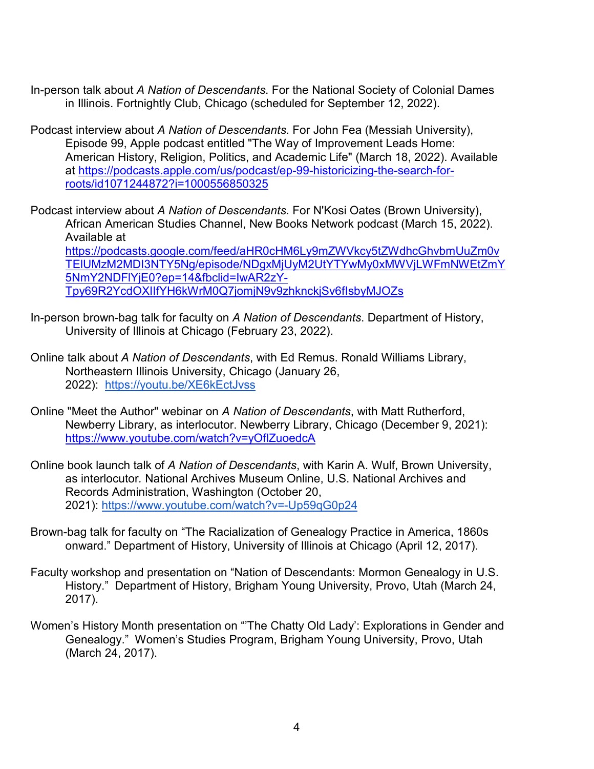In-person talk about *A Nation of Descendants*. For the National Society of Colonial Dames in Illinois. Fortnightly Club, Chicago (scheduled for September 12, 2022).

Podcast interview about *A Nation of Descendants*. For John Fea (Messiah University), Episode 99, Apple podcast entitled "The Way of Improvement Leads Home: American History, Religion, Politics, and Academic Life" (March 18, 2022). Available at https://podcasts.apple.com/us/podcast/ep-99-historicizing-the-search-for-roots/id1071244872?i=1000556850325

Podcast interview about *A Nation of Descendants*. For N'Kosi Oates (Brown University), African American Studies Channel, New Books Network podcast (March 15, 2022). Available at https://podcasts.google.com/feed/aHR0cHM6Ly9mZWVkcy5tZWdhcGhvbmUuZm0vTElUMzM2MDI3NTY5Ng/episode/NDgxMjUyM2UtYTYwMy0xMWVjLWFmNWEtZmY5NmY2NDFlYjE0?ep=14&fbclid=IwAR2zY-Tpy69R2YcdOXIlfYH6kWrM0Q7jomjN9v9zhknckjSv6fIsbyMJOZs

In-person brown-bag talk for faculty on *A Nation of Descendants*. Department of History, University of Illinois at Chicago (February 23, 2022).

Online talk about *A Nation of Descendants*, with Ed Remus. Ronald Williams Library, Northeastern Illinois University, Chicago (January 26, 2022): https://youtu.be/XE6kEctJvss

Online "Meet the Author" webinar on *A Nation of Descendants*, with Matt Rutherford, Newberry Library, as interlocutor. Newberry Library, Chicago (December 9, 2021): https://www.youtube.com/watch?v=yOflZuoedcA

Online book launch talk of *A Nation of Descendants*, with Karin A. Wulf, Brown University, as interlocutor. National Archives Museum Online, U.S. National Archives and Records Administration, Washington (October 20, 2021): https://www.youtube.com/watch?v=-Up59qG0p24

Brown-bag talk for faculty on "The Racialization of Genealogy Practice in America, 1860s onward." Department of History, University of Illinois at Chicago (April 12, 2017).

Faculty workshop and presentation on "Nation of Descendants: Mormon Genealogy in U.S. History." Department of History, Brigham Young University, Provo, Utah (March 24, 2017).

Women's History Month presentation on "'The Chatty Old Lady': Explorations in Gender and Genealogy." Women's Studies Program, Brigham Young University, Provo, Utah (March 24, 2017).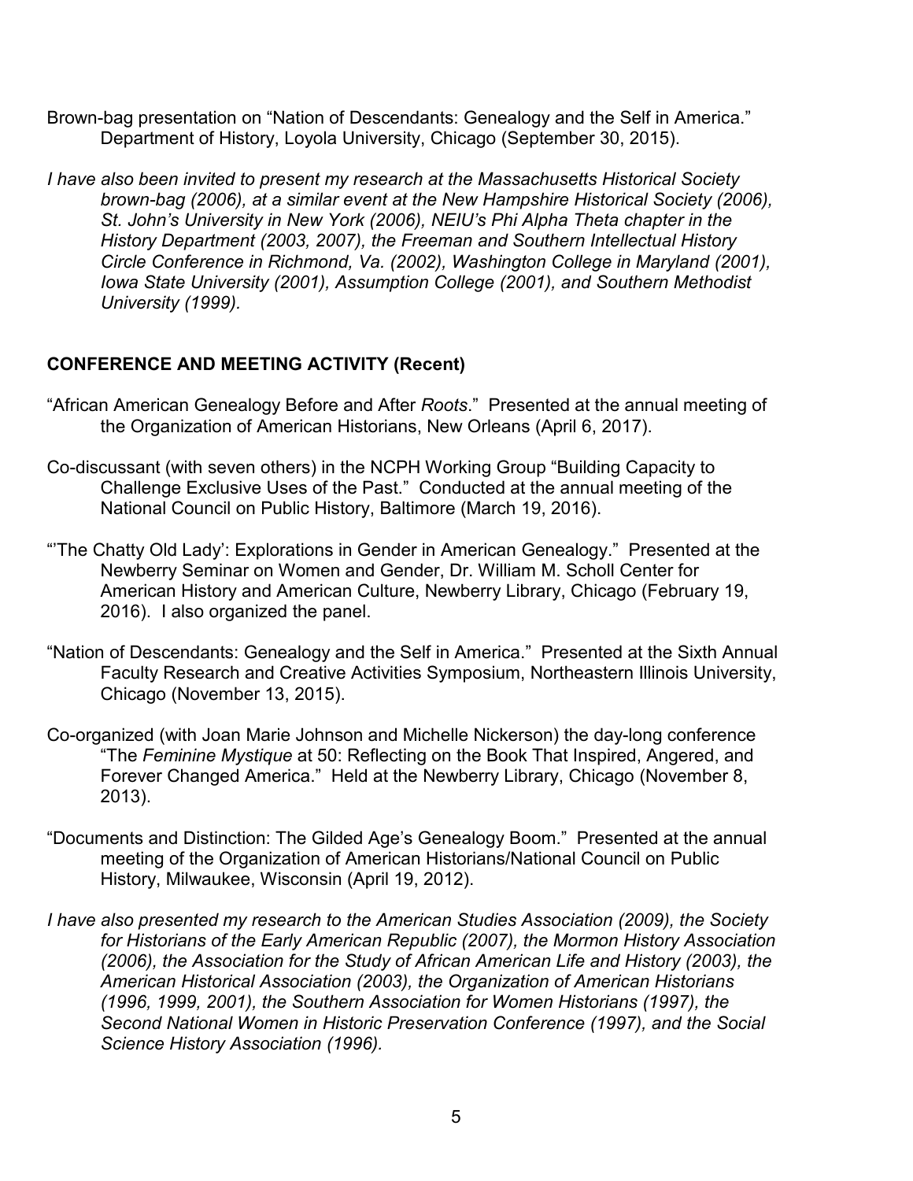Brown-bag presentation on "Nation of Descendants: Genealogy and the Self in America." Department of History, Loyola University, Chicago (September 30, 2015).

*I have also been invited to present my research at the Massachusetts Historical Society brown-bag (2006), at a similar event at the New Hampshire Historical Society (2006), St. John's University in New York (2006), NEIU's Phi Alpha Theta chapter in the History Department (2003, 2007), the Freeman and Southern Intellectual History Circle Conference in Richmond, Va. (2002), Washington College in Maryland (2001), Iowa State University (2001), Assumption College (2001), and Southern Methodist University (1999).*

## CONFERENCE AND MEETING ACTIVITY (Recent)

"African American Genealogy Before and After *Roots*." Presented at the annual meeting of the Organization of American Historians, New Orleans (April 6, 2017).

Co-discussant (with seven others) in the NCPH Working Group "Building Capacity to Challenge Exclusive Uses of the Past." Conducted at the annual meeting of the National Council on Public History, Baltimore (March 19, 2016).

"'The Chatty Old Lady': Explorations in Gender in American Genealogy." Presented at the Newberry Seminar on Women and Gender, Dr. William M. Scholl Center for American History and American Culture, Newberry Library, Chicago (February 19, 2016). I also organized the panel.

"Nation of Descendants: Genealogy and the Self in America." Presented at the Sixth Annual Faculty Research and Creative Activities Symposium, Northeastern Illinois University, Chicago (November 13, 2015).

Co-organized (with Joan Marie Johnson and Michelle Nickerson) the day-long conference "The *Feminine Mystique* at 50: Reflecting on the Book That Inspired, Angered, and Forever Changed America." Held at the Newberry Library, Chicago (November 8, 2013).

"Documents and Distinction: The Gilded Age's Genealogy Boom." Presented at the annual meeting of the Organization of American Historians/National Council on Public History, Milwaukee, Wisconsin (April 19, 2012).

*I have also presented my research to the American Studies Association (2009), the Society for Historians of the Early American Republic (2007), the Mormon History Association (2006), the Association for the Study of African American Life and History (2003), the American Historical Association (2003), the Organization of American Historians (1996, 1999, 2001), the Southern Association for Women Historians (1997), the Second National Women in Historic Preservation Conference (1997), and the Social Science History Association (1996).*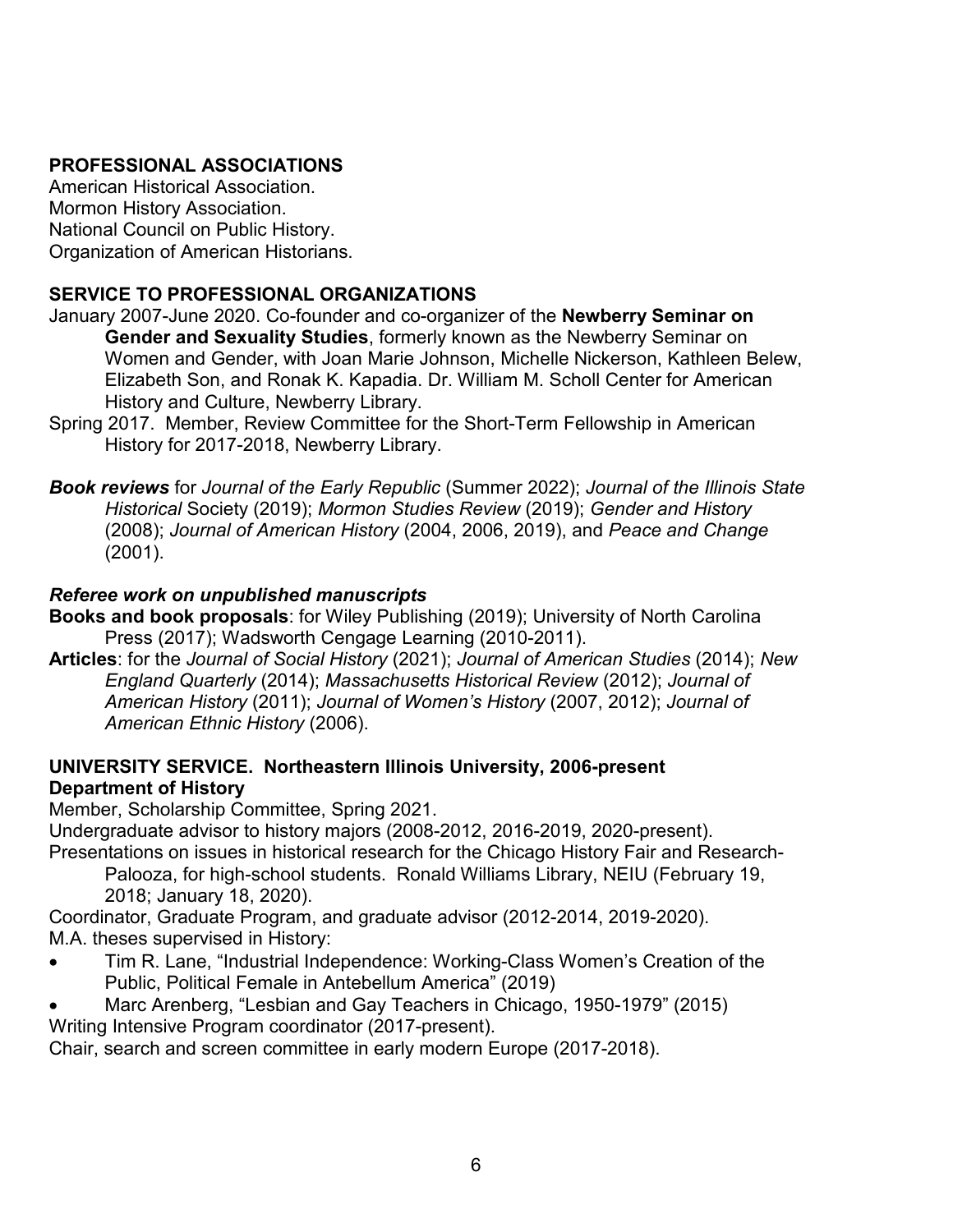## PROFESSIONAL ASSOCIATIONS

American Historical Association.
Mormon History Association.
National Council on Public History.
Organization of American Historians.

## SERVICE TO PROFESSIONAL ORGANIZATIONS

January 2007-June 2020. Co-founder and co-organizer of the **Newberry Seminar on Gender and Sexuality Studies**, formerly known as the Newberry Seminar on Women and Gender, with Joan Marie Johnson, Michelle Nickerson, Kathleen Belew, Elizabeth Son, and Ronak K. Kapadia. Dr. William M. Scholl Center for American History and Culture, Newberry Library.

Spring 2017. Member, Review Committee for the Short-Term Fellowship in American History for 2017-2018, Newberry Library.

***Book reviews*** for *Journal of the Early Republic* (Summer 2022); *Journal of the Illinois State Historical* Society (2019); *Mormon Studies Review* (2019); *Gender and History* (2008); *Journal of American History* (2004, 2006, 2019), and *Peace and Change* (2001).

### *Referee work on unpublished manuscripts*

**Books and book proposals**: for Wiley Publishing (2019); University of North Carolina Press (2017); Wadsworth Cengage Learning (2010-2011).

**Articles**: for the *Journal of Social History* (2021); *Journal of American Studies* (2014); *New England Quarterly* (2014); *Massachusetts Historical Review* (2012); *Journal of American History* (2011); *Journal of Women's History* (2007, 2012); *Journal of American Ethnic History* (2006).

## UNIVERSITY SERVICE. Northeastern Illinois University, 2006-present

### Department of History

Member, Scholarship Committee, Spring 2021.

Undergraduate advisor to history majors (2008-2012, 2016-2019, 2020-present).

Presentations on issues in historical research for the Chicago History Fair and Research-Palooza, for high-school students. Ronald Williams Library, NEIU (February 19, 2018; January 18, 2020).

Coordinator, Graduate Program, and graduate advisor (2012-2014, 2019-2020).

M.A. theses supervised in History:

- Tim R. Lane, "Industrial Independence: Working-Class Women's Creation of the Public, Political Female in Antebellum America" (2019)
- Marc Arenberg, "Lesbian and Gay Teachers in Chicago, 1950-1979" (2015)

Writing Intensive Program coordinator (2017-present).

Chair, search and screen committee in early modern Europe (2017-2018).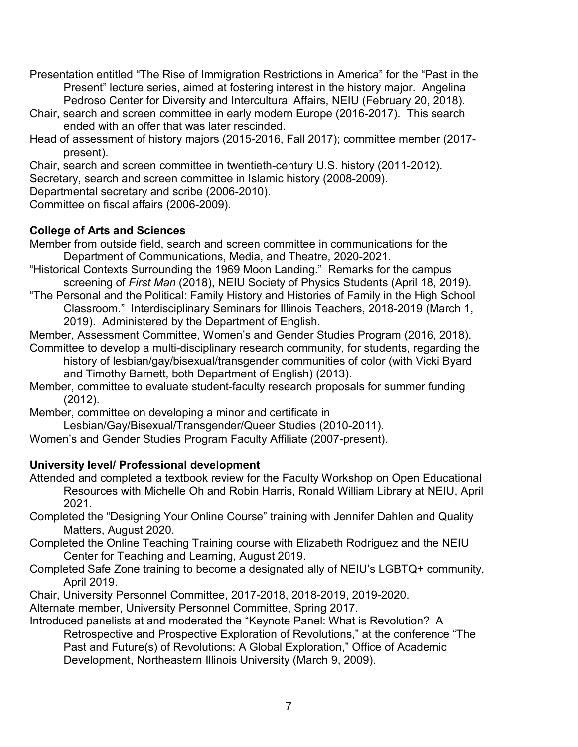Presentation entitled "The Rise of Immigration Restrictions in America" for the "Past in the Present" lecture series, aimed at fostering interest in the history major. Angelina Pedroso Center for Diversity and Intercultural Affairs, NEIU (February 20, 2018).

Chair, search and screen committee in early modern Europe (2016-2017). This search ended with an offer that was later rescinded.

Head of assessment of history majors (2015-2016, Fall 2017); committee member (2017-present).

Chair, search and screen committee in twentieth-century U.S. history (2011-2012).

Secretary, search and screen committee in Islamic history (2008-2009).

Departmental secretary and scribe (2006-2010).

Committee on fiscal affairs (2006-2009).

**College of Arts and Sciences**

Member from outside field, search and screen committee in communications for the Department of Communications, Media, and Theatre, 2020-2021.

"Historical Contexts Surrounding the 1969 Moon Landing." Remarks for the campus screening of *First Man* (2018), NEIU Society of Physics Students (April 18, 2019).

"The Personal and the Political: Family History and Histories of Family in the High School Classroom." Interdisciplinary Seminars for Illinois Teachers, 2018-2019 (March 1, 2019). Administered by the Department of English.

Member, Assessment Committee, Women's and Gender Studies Program (2016, 2018).

Committee to develop a multi-disciplinary research community, for students, regarding the history of lesbian/gay/bisexual/transgender communities of color (with Vicki Byard and Timothy Barnett, both Department of English) (2013).

Member, committee to evaluate student-faculty research proposals for summer funding (2012).

Member, committee on developing a minor and certificate in Lesbian/Gay/Bisexual/Transgender/Queer Studies (2010-2011).

Women's and Gender Studies Program Faculty Affiliate (2007-present).

**University level/ Professional development**

Attended and completed a textbook review for the Faculty Workshop on Open Educational Resources with Michelle Oh and Robin Harris, Ronald William Library at NEIU, April 2021.

Completed the "Designing Your Online Course" training with Jennifer Dahlen and Quality Matters, August 2020.

Completed the Online Teaching Training course with Elizabeth Rodriguez and the NEIU Center for Teaching and Learning, August 2019.

Completed Safe Zone training to become a designated ally of NEIU's LGBTQ+ community, April 2019.

Chair, University Personnel Committee, 2017-2018, 2018-2019, 2019-2020.

Alternate member, University Personnel Committee, Spring 2017.

Introduced panelists at and moderated the "Keynote Panel: What is Revolution? A Retrospective and Prospective Exploration of Revolutions," at the conference "The Past and Future(s) of Revolutions: A Global Exploration," Office of Academic Development, Northeastern Illinois University (March 9, 2009).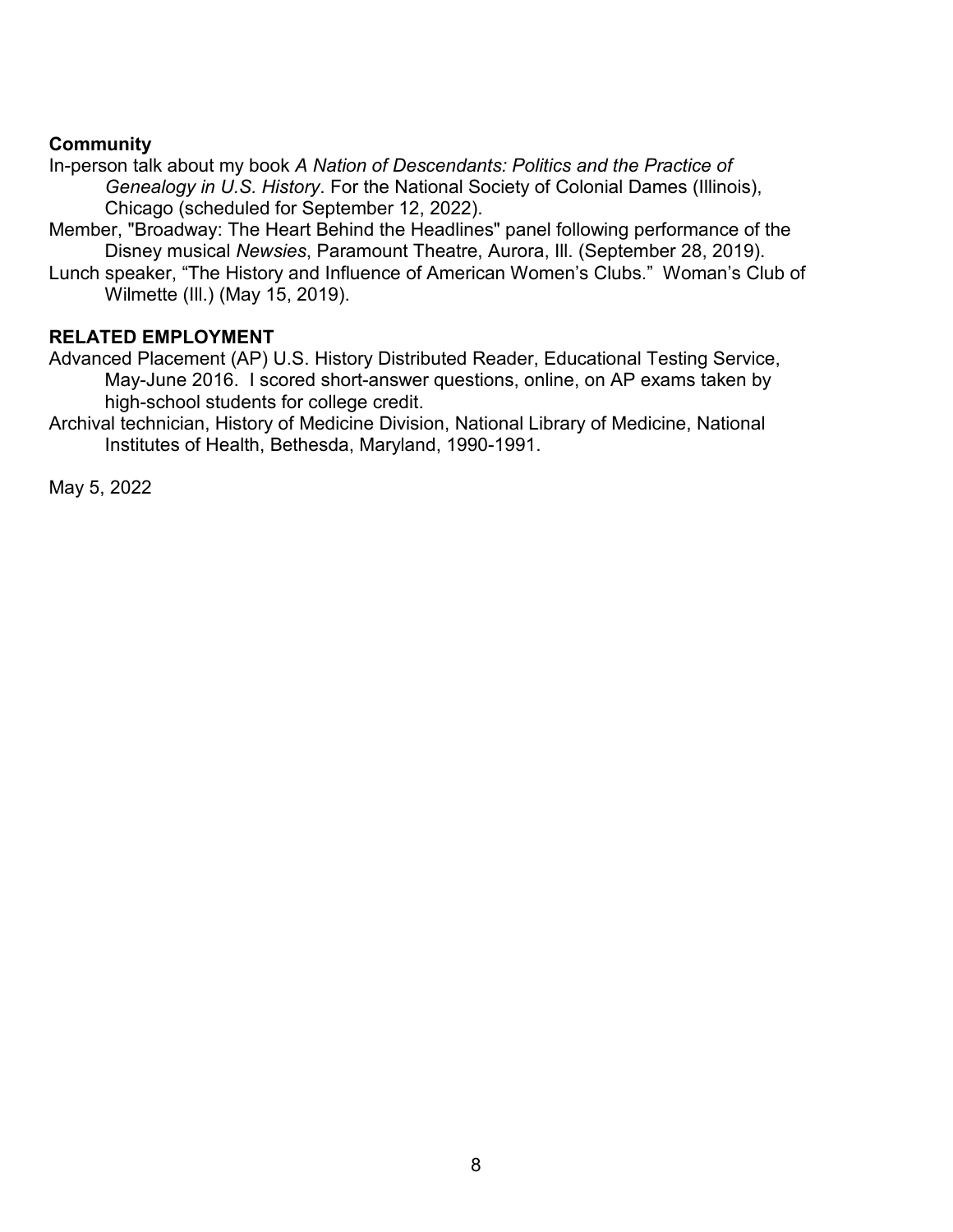**Community**

In-person talk about my book *A Nation of Descendants: Politics and the Practice of Genealogy in U.S. History*. For the National Society of Colonial Dames (Illinois), Chicago (scheduled for September 12, 2022).

Member, "Broadway: The Heart Behind the Headlines" panel following performance of the Disney musical *Newsies*, Paramount Theatre, Aurora, Ill. (September 28, 2019).

Lunch speaker, "The History and Influence of American Women's Clubs." Woman's Club of Wilmette (Ill.) (May 15, 2019).

## RELATED EMPLOYMENT

Advanced Placement (AP) U.S. History Distributed Reader, Educational Testing Service, May-June 2016. I scored short-answer questions, online, on AP exams taken by high-school students for college credit.

Archival technician, History of Medicine Division, National Library of Medicine, National Institutes of Health, Bethesda, Maryland, 1990-1991.

May 5, 2022